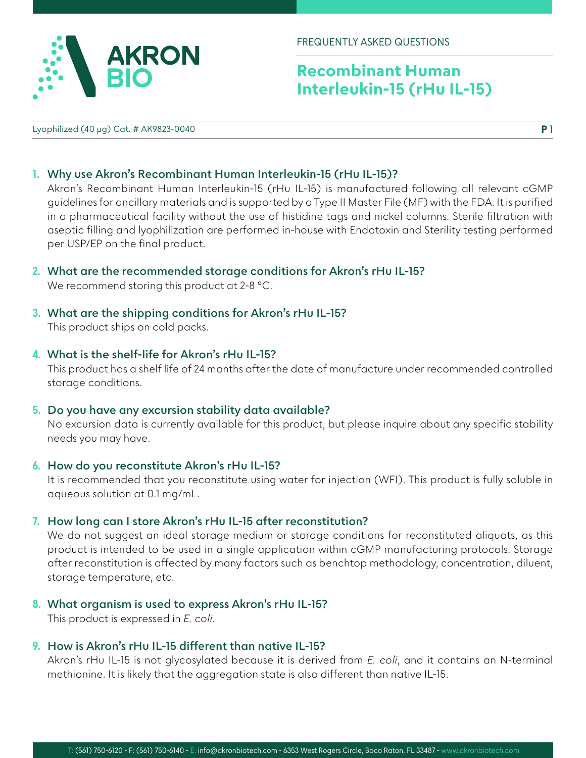FREQUENTLY ASKED QUESTIONS

# Recombinant Human Interleukin-15 (rHu IL-15)

Lyophilized (40 µg) Cat. # AK9823-0040

1. **Why use Akron's Recombinant Human Interleukin-15 (rHu IL-15)?**
   Akron's Recombinant Human Interleukin-15 (rHu IL-15) is manufactured following all relevant cGMP guidelines for ancillary materials and is supported by a Type II Master File (MF) with the FDA. It is purified in a pharmaceutical facility without the use of histidine tags and nickel columns. Sterile filtration with aseptic filling and lyophilization are performed in-house with Endotoxin and Sterility testing performed per USP/EP on the final product.

2. **What are the recommended storage conditions for Akron's rHu IL-15?**
   We recommend storing this product at 2-8 °C.

3. **What are the shipping conditions for Akron's rHu IL-15?**
   This product ships on cold packs.

4. **What is the shelf-life for Akron's rHu IL-15?**
   This product has a shelf life of 24 months after the date of manufacture under recommended controlled storage conditions.

5. **Do you have any excursion stability data available?**
   No excursion data is currently available for this product, but please inquire about any specific stability needs you may have.

6. **How do you reconstitute Akron's rHu IL-15?**
   It is recommended that you reconstitute using water for injection (WFI). This product is fully soluble in aqueous solution at 0.1 mg/mL.

7. **How long can I store Akron's rHu IL-15 after reconstitution?**
   We do not suggest an ideal storage medium or storage conditions for reconstituted aliquots, as this product is intended to be used in a single application within cGMP manufacturing protocols. Storage after reconstitution is affected by many factors such as benchtop methodology, concentration, diluent, storage temperature, etc.

8. **What organism is used to express Akron's rHu IL-15?**
   This product is expressed in *E. coli*.

9. **How is Akron's rHu IL-15 different than native IL-15?**
   Akron's rHu IL-15 is not glycosylated because it is derived from *E. coli*, and it contains an N-terminal methionine. It is likely that the aggregation state is also different than native IL-15.

T: (561) 750-6120 - F: (561) 750-6140 - E: info@akronbiotech.com - 6353 West Rogers Circle, Boca Raton, FL 33487 - www.akronbiotech.com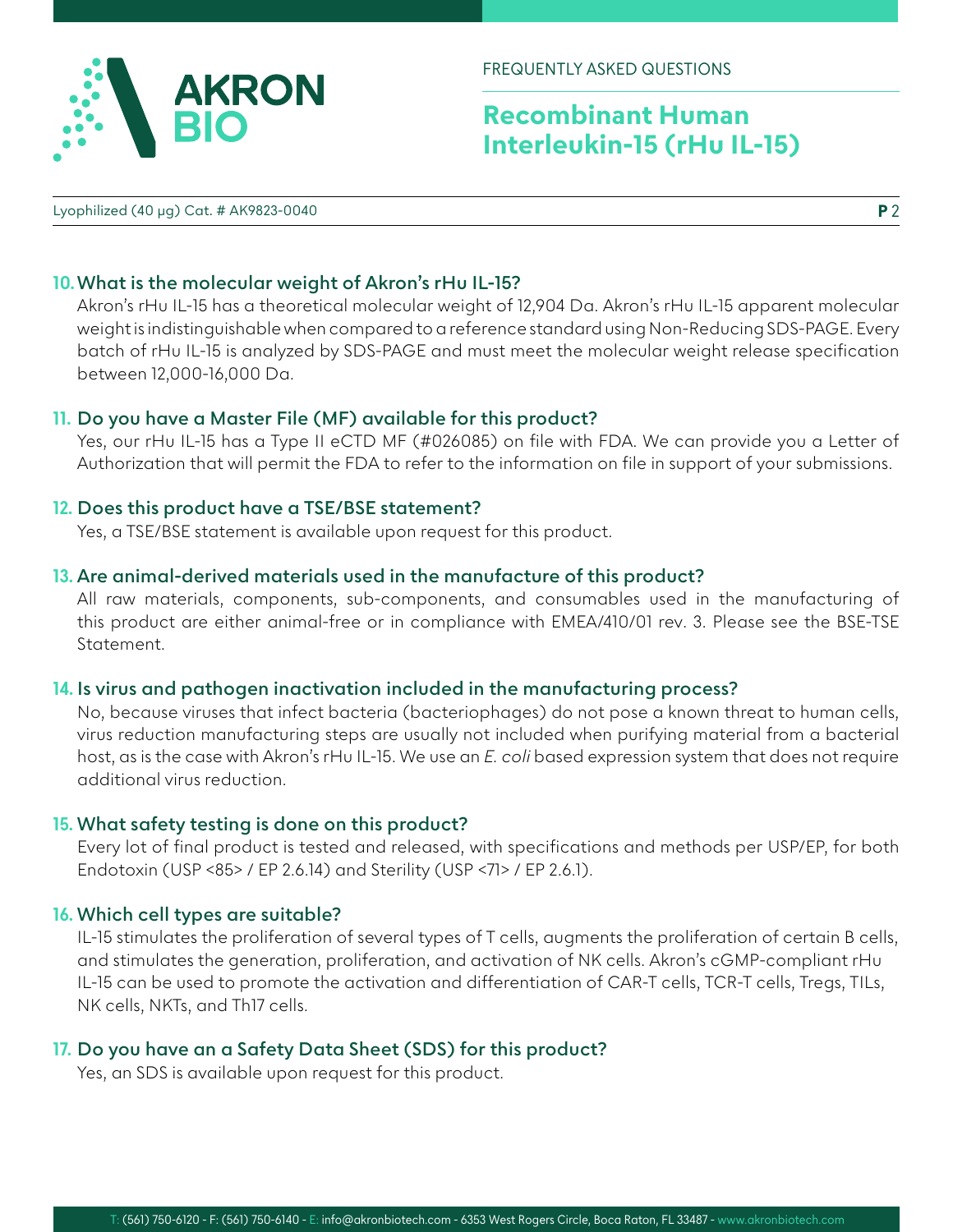### 10. What is the molecular weight of Akron's rHu IL-15?

Akron's rHu IL-15 has a theoretical molecular weight of 12,904 Da. Akron's rHu IL-15 apparent molecular weight is indistinguishable when compared to a reference standard using Non-Reducing SDS-PAGE. Every batch of rHu IL-15 is analyzed by SDS-PAGE and must meet the molecular weight release specification between 12,000-16,000 Da.

### 11. Do you have a Master File (MF) available for this product?

Yes, our rHu IL-15 has a Type II eCTD MF (#026085) on file with FDA. We can provide you a Letter of Authorization that will permit the FDA to refer to the information on file in support of your submissions.

### 12. Does this product have a TSE/BSE statement?

Yes, a TSE/BSE statement is available upon request for this product.

### 13. Are animal-derived materials used in the manufacture of this product?

All raw materials, components, sub-components, and consumables used in the manufacturing of this product are either animal-free or in compliance with EMEA/410/01 rev. 3. Please see the BSE-TSE Statement.

### 14. Is virus and pathogen inactivation included in the manufacturing process?

No, because viruses that infect bacteria (bacteriophages) do not pose a known threat to human cells, virus reduction manufacturing steps are usually not included when purifying material from a bacterial host, as is the case with Akron's rHu IL-15. We use an *E. coli* based expression system that does not require additional virus reduction.

### 15. What safety testing is done on this product?

Every lot of final product is tested and released, with specifications and methods per USP/EP, for both Endotoxin (USP <85> / EP 2.6.14) and Sterility (USP <71> / EP 2.6.1).

### 16. Which cell types are suitable?

IL-15 stimulates the proliferation of several types of T cells, augments the proliferation of certain B cells, and stimulates the generation, proliferation, and activation of NK cells. Akron's cGMP-compliant rHu IL-15 can be used to promote the activation and differentiation of CAR-T cells, TCR-T cells, Tregs, TILs, NK cells, NKTs, and Th17 cells.

### 17. Do you have an a Safety Data Sheet (SDS) for this product?

Yes, an SDS is available upon request for this product.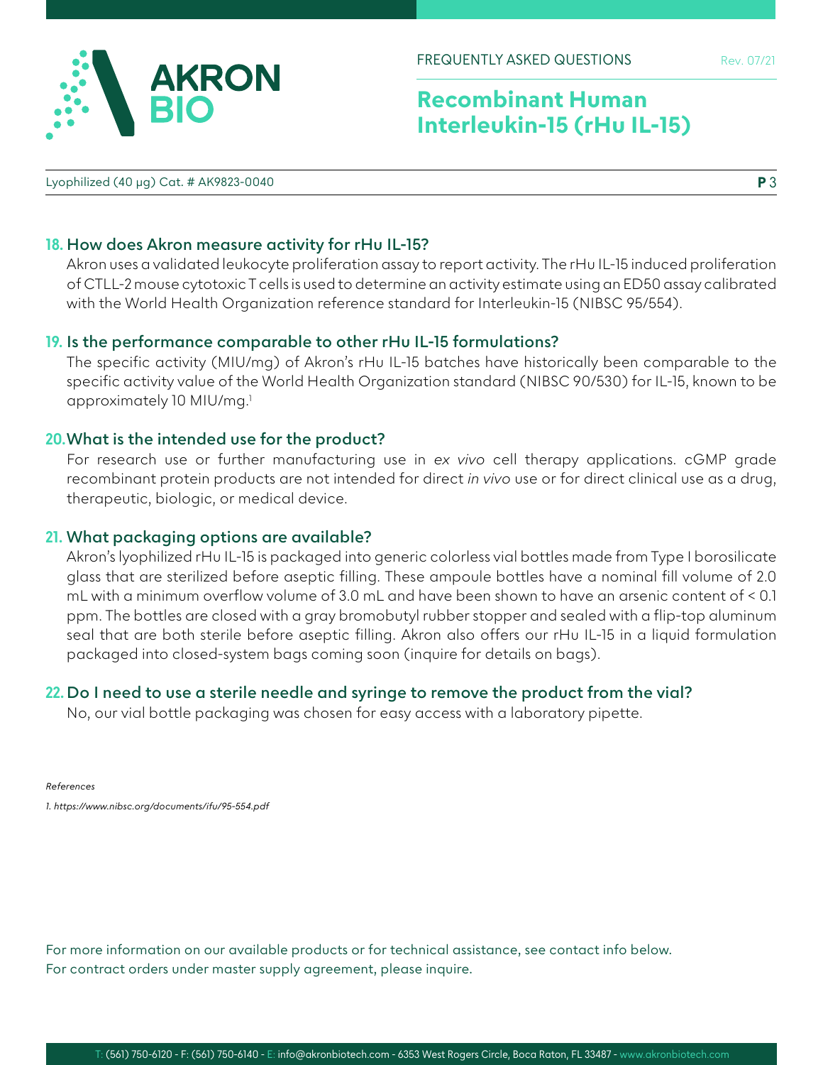### 18. How does Akron measure activity for rHu IL-15?

Akron uses a validated leukocyte proliferation assay to report activity. The rHu IL-15 induced proliferation of CTLL-2 mouse cytotoxic T cells is used to determine an activity estimate using an ED50 assay calibrated with the World Health Organization reference standard for Interleukin-15 (NIBSC 95/554).

### 19. Is the performance comparable to other rHu IL-15 formulations?

The specific activity (MIU/mg) of Akron's rHu IL-15 batches have historically been comparable to the specific activity value of the World Health Organization standard (NIBSC 90/530) for IL-15, known to be approximately 10 MIU/mg.[1]

### 20. What is the intended use for the product?

For research use or further manufacturing use in *ex vivo* cell therapy applications. cGMP grade recombinant protein products are not intended for direct *in vivo* use or for direct clinical use as a drug, therapeutic, biologic, or medical device.

### 21. What packaging options are available?

Akron's lyophilized rHu IL-15 is packaged into generic colorless vial bottles made from Type I borosilicate glass that are sterilized before aseptic filling. These ampoule bottles have a nominal fill volume of 2.0 mL with a minimum overflow volume of 3.0 mL and have been shown to have an arsenic content of < 0.1 ppm. The bottles are closed with a gray bromobutyl rubber stopper and sealed with a flip-top aluminum seal that are both sterile before aseptic filling. Akron also offers our rHu IL-15 in a liquid formulation packaged into closed-system bags coming soon (inquire for details on bags).

### 22. Do I need to use a sterile needle and syringe to remove the product from the vial?

No, our vial bottle packaging was chosen for easy access with a laboratory pipette.

*References*

*1. https://www.nibsc.org/documents/ifu/95-554.pdf*

For more information on our available products or for technical assistance, see contact info below.
For contract orders under master supply agreement, please inquire.

T: (561) 750-6120 - F: (561) 750-6140 - E: info@akronbiotech.com - 6353 West Rogers Circle, Boca Raton, FL 33487 - www.akronbiotech.com